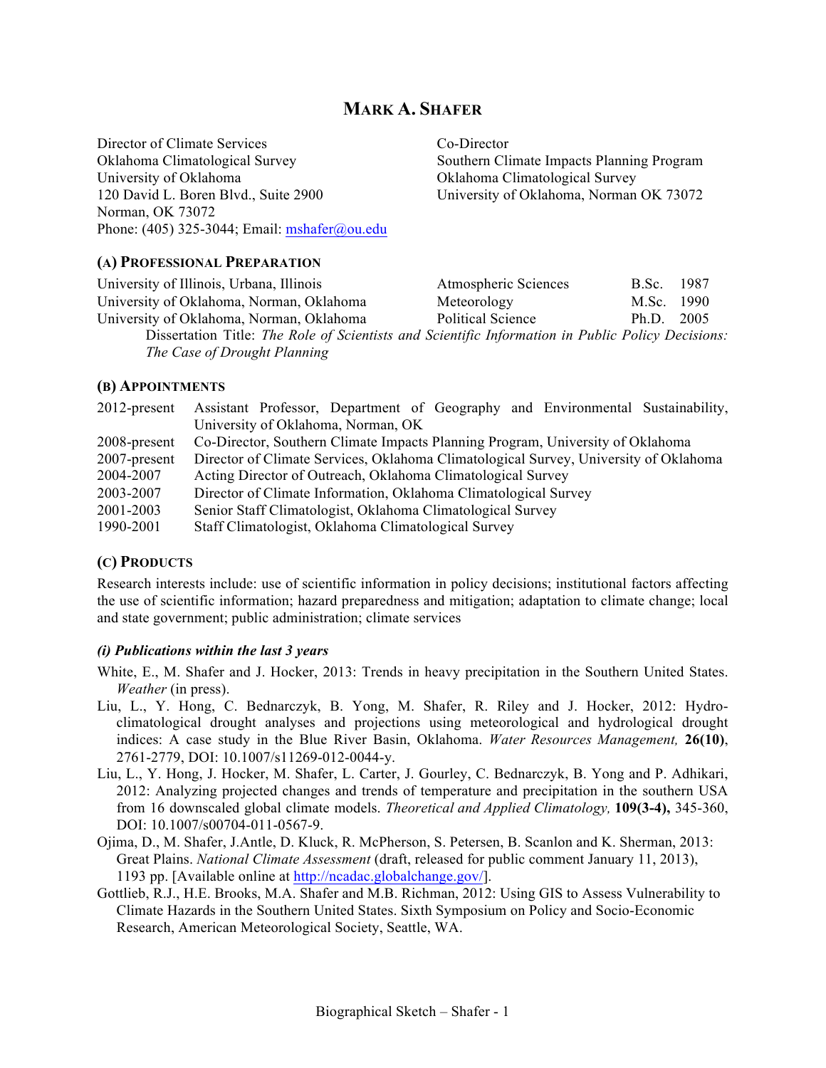# MARK A. SHAFER

Director of Climate Services
Oklahoma Climatological Survey
University of Oklahoma
120 David L. Boren Blvd., Suite 2900
Norman, OK 73072
Phone: (405) 325-3044; Email: mshafer@ou.edu

Co-Director
Southern Climate Impacts Planning Program
Oklahoma Climatological Survey
University of Oklahoma, Norman OK 73072

## (A) PROFESSIONAL PREPARATION

| | | | |
|---|---|---|---|
| University of Illinois, Urbana, Illinois | Atmospheric Sciences | B.Sc. | 1987 |
| University of Oklahoma, Norman, Oklahoma | Meteorology | M.Sc. | 1990 |
| University of Oklahoma, Norman, Oklahoma | Political Science | Ph.D. | 2005 |

Dissertation Title: *The Role of Scientists and Scientific Information in Public Policy Decisions: The Case of Drought Planning*

## (B) APPOINTMENTS

| | |
|---|---|
| 2012-present | Assistant Professor, Department of Geography and Environmental Sustainability, University of Oklahoma, Norman, OK |
| 2008-present | Co-Director, Southern Climate Impacts Planning Program, University of Oklahoma |
| 2007-present | Director of Climate Services, Oklahoma Climatological Survey, University of Oklahoma |
| 2004-2007 | Acting Director of Outreach, Oklahoma Climatological Survey |
| 2003-2007 | Director of Climate Information, Oklahoma Climatological Survey |
| 2001-2003 | Senior Staff Climatologist, Oklahoma Climatological Survey |
| 1990-2001 | Staff Climatologist, Oklahoma Climatological Survey |

## (C) PRODUCTS

Research interests include: use of scientific information in policy decisions; institutional factors affecting the use of scientific information; hazard preparedness and mitigation; adaptation to climate change; local and state government; public administration; climate services

### *(i) Publications within the last 3 years*

White, E., M. Shafer and J. Hocker, 2013: Trends in heavy precipitation in the Southern United States. *Weather* (in press).

Liu, L., Y. Hong, C. Bednarczyk, B. Yong, M. Shafer, R. Riley and J. Hocker, 2012: Hydro-climatological drought analyses and projections using meteorological and hydrological drought indices: A case study in the Blue River Basin, Oklahoma. *Water Resources Management,* **26(10)**, 2761-2779, DOI: 10.1007/s11269-012-0044-y.

Liu, L., Y. Hong, J. Hocker, M. Shafer, L. Carter, J. Gourley, C. Bednarczyk, B. Yong and P. Adhikari, 2012: Analyzing projected changes and trends of temperature and precipitation in the southern USA from 16 downscaled global climate models. *Theoretical and Applied Climatology,* **109(3-4),** 345-360, DOI: 10.1007/s00704-011-0567-9.

Ojima, D., M. Shafer, J.Antle, D. Kluck, R. McPherson, S. Petersen, B. Scanlon and K. Sherman, 2013: Great Plains. *National Climate Assessment* (draft, released for public comment January 11, 2013), 1193 pp. [Available online at http://ncadac.globalchange.gov/].

Gottlieb, R.J., H.E. Brooks, M.A. Shafer and M.B. Richman, 2012: Using GIS to Assess Vulnerability to Climate Hazards in the Southern United States. Sixth Symposium on Policy and Socio-Economic Research, American Meteorological Society, Seattle, WA.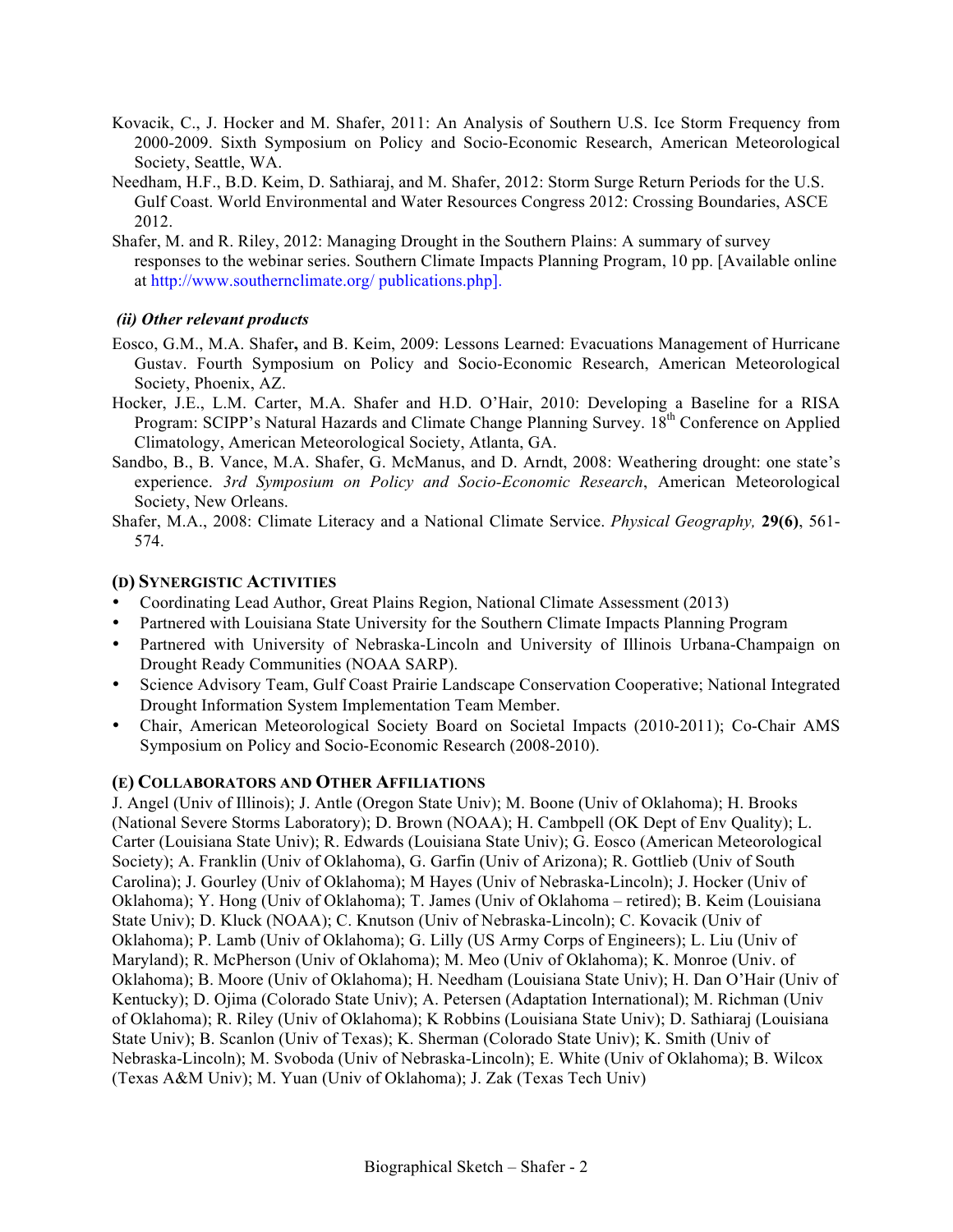Kovacik, C., J. Hocker and M. Shafer, 2011: An Analysis of Southern U.S. Ice Storm Frequency from 2000-2009. Sixth Symposium on Policy and Socio-Economic Research, American Meteorological Society, Seattle, WA.

Needham, H.F., B.D. Keim, D. Sathiaraj, and M. Shafer, 2012: Storm Surge Return Periods for the U.S. Gulf Coast. World Environmental and Water Resources Congress 2012: Crossing Boundaries, ASCE 2012.

Shafer, M. and R. Riley, 2012: Managing Drought in the Southern Plains: A summary of survey responses to the webinar series. Southern Climate Impacts Planning Program, 10 pp. [Available online at http://www.southernclimate.org/ publications.php].

***(ii) Other relevant products***

Eosco, G.M., M.A. Shafer**,** and B. Keim, 2009: Lessons Learned: Evacuations Management of Hurricane Gustav. Fourth Symposium on Policy and Socio-Economic Research, American Meteorological Society, Phoenix, AZ.

Hocker, J.E., L.M. Carter, M.A. Shafer and H.D. O'Hair, 2010: Developing a Baseline for a RISA Program: SCIPP's Natural Hazards and Climate Change Planning Survey. 18th Conference on Applied Climatology, American Meteorological Society, Atlanta, GA.

Sandbo, B., B. Vance, M.A. Shafer, G. McManus, and D. Arndt, 2008: Weathering drought: one state's experience. *3rd Symposium on Policy and Socio-Economic Research*, American Meteorological Society, New Orleans.

Shafer, M.A., 2008: Climate Literacy and a National Climate Service. *Physical Geography,* **29(6)**, 561-574.

### (D) Synergistic Activities

- Coordinating Lead Author, Great Plains Region, National Climate Assessment (2013)
- Partnered with Louisiana State University for the Southern Climate Impacts Planning Program
- Partnered with University of Nebraska-Lincoln and University of Illinois Urbana-Champaign on Drought Ready Communities (NOAA SARP).
- Science Advisory Team, Gulf Coast Prairie Landscape Conservation Cooperative; National Integrated Drought Information System Implementation Team Member.
- Chair, American Meteorological Society Board on Societal Impacts (2010-2011); Co-Chair AMS Symposium on Policy and Socio-Economic Research (2008-2010).

### (E) Collaborators and Other Affiliations

J. Angel (Univ of Illinois); J. Antle (Oregon State Univ); M. Boone (Univ of Oklahoma); H. Brooks (National Severe Storms Laboratory); D. Brown (NOAA); H. Cambpell (OK Dept of Env Quality); L. Carter (Louisiana State Univ); R. Edwards (Louisiana State Univ); G. Eosco (American Meteorological Society); A. Franklin (Univ of Oklahoma), G. Garfin (Univ of Arizona); R. Gottlieb (Univ of South Carolina); J. Gourley (Univ of Oklahoma); M Hayes (Univ of Nebraska-Lincoln); J. Hocker (Univ of Oklahoma); Y. Hong (Univ of Oklahoma); T. James (Univ of Oklahoma – retired); B. Keim (Louisiana State Univ); D. Kluck (NOAA); C. Knutson (Univ of Nebraska-Lincoln); C. Kovacik (Univ of Oklahoma); P. Lamb (Univ of Oklahoma); G. Lilly (US Army Corps of Engineers); L. Liu (Univ of Maryland); R. McPherson (Univ of Oklahoma); M. Meo (Univ of Oklahoma); K. Monroe (Univ. of Oklahoma); B. Moore (Univ of Oklahoma); H. Needham (Louisiana State Univ); H. Dan O'Hair (Univ of Kentucky); D. Ojima (Colorado State Univ); A. Petersen (Adaptation International); M. Richman (Univ of Oklahoma); R. Riley (Univ of Oklahoma); K Robbins (Louisiana State Univ); D. Sathiaraj (Louisiana State Univ); B. Scanlon (Univ of Texas); K. Sherman (Colorado State Univ); K. Smith (Univ of Nebraska-Lincoln); M. Svoboda (Univ of Nebraska-Lincoln); E. White (Univ of Oklahoma); B. Wilcox (Texas A&M Univ); M. Yuan (Univ of Oklahoma); J. Zak (Texas Tech Univ)